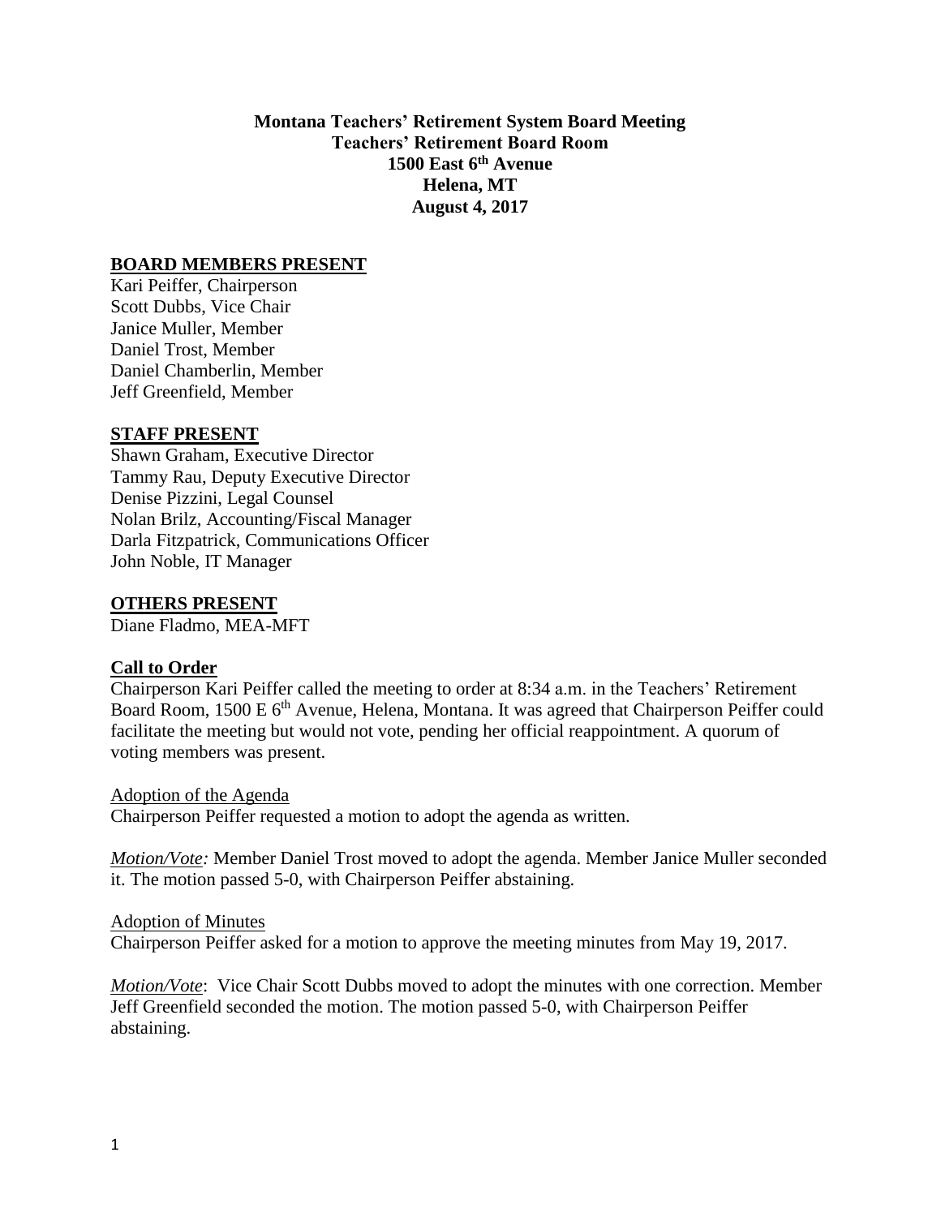**Montana Teachers' Retirement System Board Meeting**
**Teachers' Retirement Board Room**
**1500 East 6th Avenue**
**Helena, MT**
**August 4, 2017**

## BOARD MEMBERS PRESENT

Kari Peiffer, Chairperson
Scott Dubbs, Vice Chair
Janice Muller, Member
Daniel Trost, Member
Daniel Chamberlin, Member
Jeff Greenfield, Member

## STAFF PRESENT

Shawn Graham, Executive Director
Tammy Rau, Deputy Executive Director
Denise Pizzini, Legal Counsel
Nolan Brilz, Accounting/Fiscal Manager
Darla Fitzpatrick, Communications Officer
John Noble, IT Manager

## OTHERS PRESENT

Diane Fladmo, MEA-MFT

## Call to Order

Chairperson Kari Peiffer called the meeting to order at 8:34 a.m. in the Teachers' Retirement Board Room, 1500 E 6th Avenue, Helena, Montana. It was agreed that Chairperson Peiffer could facilitate the meeting but would not vote, pending her official reappointment. A quorum of voting members was present.

### Adoption of the Agenda

Chairperson Peiffer requested a motion to adopt the agenda as written.

*Motion/Vote:* Member Daniel Trost moved to adopt the agenda. Member Janice Muller seconded it. The motion passed 5-0, with Chairperson Peiffer abstaining.

### Adoption of Minutes

Chairperson Peiffer asked for a motion to approve the meeting minutes from May 19, 2017.

*Motion/Vote*: Vice Chair Scott Dubbs moved to adopt the minutes with one correction. Member Jeff Greenfield seconded the motion. The motion passed 5-0, with Chairperson Peiffer abstaining.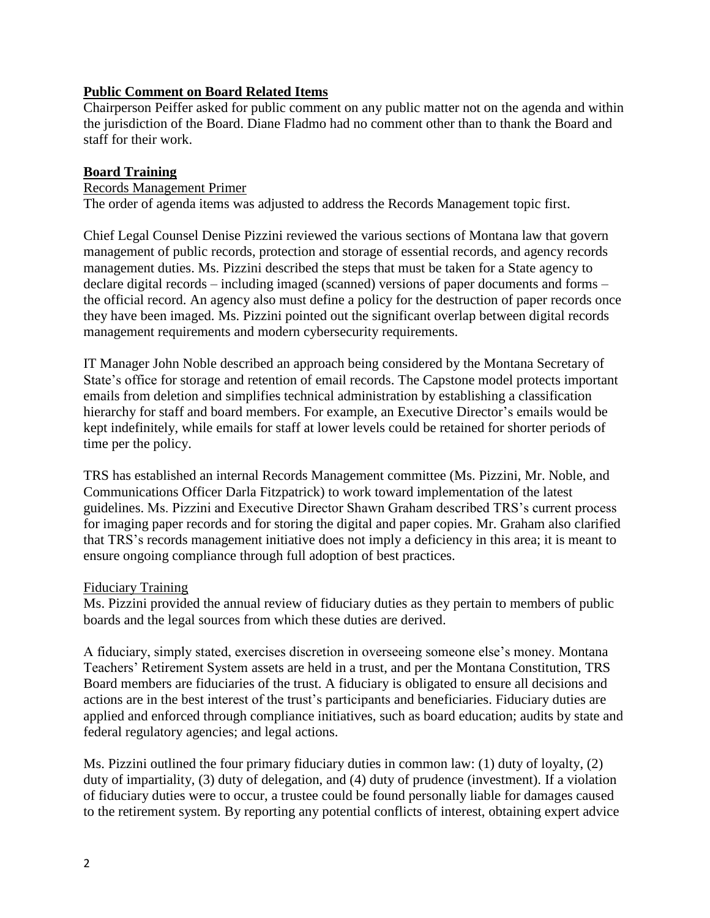## Public Comment on Board Related Items

Chairperson Peiffer asked for public comment on any public matter not on the agenda and within the jurisdiction of the Board. Diane Fladmo had no comment other than to thank the Board and staff for their work.

## Board Training

### Records Management Primer

The order of agenda items was adjusted to address the Records Management topic first.

Chief Legal Counsel Denise Pizzini reviewed the various sections of Montana law that govern management of public records, protection and storage of essential records, and agency records management duties. Ms. Pizzini described the steps that must be taken for a State agency to declare digital records – including imaged (scanned) versions of paper documents and forms – the official record. An agency also must define a policy for the destruction of paper records once they have been imaged. Ms. Pizzini pointed out the significant overlap between digital records management requirements and modern cybersecurity requirements.

IT Manager John Noble described an approach being considered by the Montana Secretary of State's office for storage and retention of email records. The Capstone model protects important emails from deletion and simplifies technical administration by establishing a classification hierarchy for staff and board members. For example, an Executive Director's emails would be kept indefinitely, while emails for staff at lower levels could be retained for shorter periods of time per the policy.

TRS has established an internal Records Management committee (Ms. Pizzini, Mr. Noble, and Communications Officer Darla Fitzpatrick) to work toward implementation of the latest guidelines. Ms. Pizzini and Executive Director Shawn Graham described TRS's current process for imaging paper records and for storing the digital and paper copies. Mr. Graham also clarified that TRS's records management initiative does not imply a deficiency in this area; it is meant to ensure ongoing compliance through full adoption of best practices.

### Fiduciary Training

Ms. Pizzini provided the annual review of fiduciary duties as they pertain to members of public boards and the legal sources from which these duties are derived.

A fiduciary, simply stated, exercises discretion in overseeing someone else's money. Montana Teachers' Retirement System assets are held in a trust, and per the Montana Constitution, TRS Board members are fiduciaries of the trust. A fiduciary is obligated to ensure all decisions and actions are in the best interest of the trust's participants and beneficiaries. Fiduciary duties are applied and enforced through compliance initiatives, such as board education; audits by state and federal regulatory agencies; and legal actions.

Ms. Pizzini outlined the four primary fiduciary duties in common law: (1) duty of loyalty, (2) duty of impartiality, (3) duty of delegation, and (4) duty of prudence (investment). If a violation of fiduciary duties were to occur, a trustee could be found personally liable for damages caused to the retirement system. By reporting any potential conflicts of interest, obtaining expert advice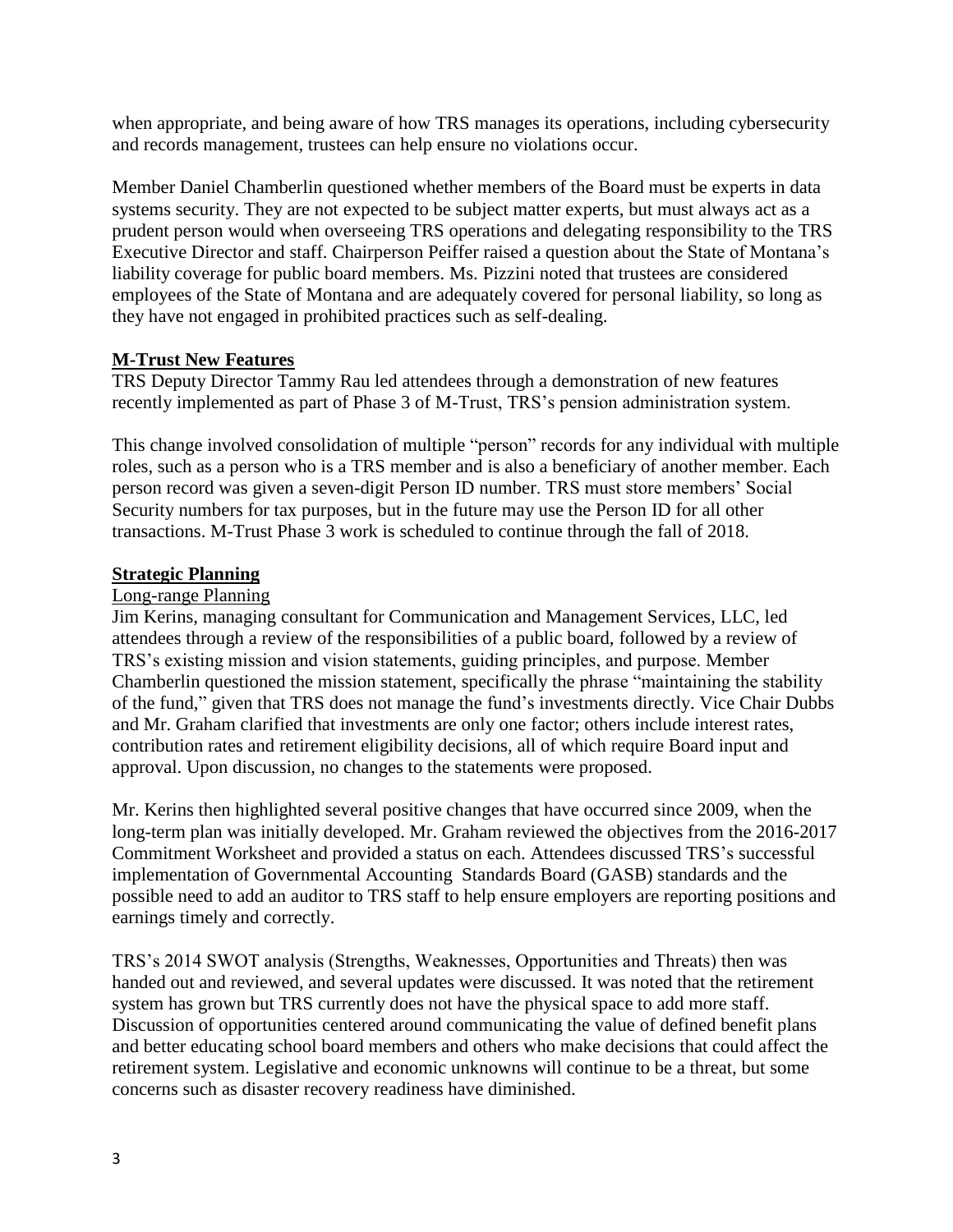when appropriate, and being aware of how TRS manages its operations, including cybersecurity and records management, trustees can help ensure no violations occur.

Member Daniel Chamberlin questioned whether members of the Board must be experts in data systems security. They are not expected to be subject matter experts, but must always act as a prudent person would when overseeing TRS operations and delegating responsibility to the TRS Executive Director and staff. Chairperson Peiffer raised a question about the State of Montana's liability coverage for public board members. Ms. Pizzini noted that trustees are considered employees of the State of Montana and are adequately covered for personal liability, so long as they have not engaged in prohibited practices such as self-dealing.

## M-Trust New Features

TRS Deputy Director Tammy Rau led attendees through a demonstration of new features recently implemented as part of Phase 3 of M-Trust, TRS's pension administration system.

This change involved consolidation of multiple "person" records for any individual with multiple roles, such as a person who is a TRS member and is also a beneficiary of another member. Each person record was given a seven-digit Person ID number. TRS must store members' Social Security numbers for tax purposes, but in the future may use the Person ID for all other transactions. M-Trust Phase 3 work is scheduled to continue through the fall of 2018.

## Strategic Planning

### Long-range Planning

Jim Kerins, managing consultant for Communication and Management Services, LLC, led attendees through a review of the responsibilities of a public board, followed by a review of TRS's existing mission and vision statements, guiding principles, and purpose. Member Chamberlin questioned the mission statement, specifically the phrase "maintaining the stability of the fund," given that TRS does not manage the fund's investments directly. Vice Chair Dubbs and Mr. Graham clarified that investments are only one factor; others include interest rates, contribution rates and retirement eligibility decisions, all of which require Board input and approval. Upon discussion, no changes to the statements were proposed.

Mr. Kerins then highlighted several positive changes that have occurred since 2009, when the long-term plan was initially developed. Mr. Graham reviewed the objectives from the 2016-2017 Commitment Worksheet and provided a status on each. Attendees discussed TRS's successful implementation of Governmental Accounting Standards Board (GASB) standards and the possible need to add an auditor to TRS staff to help ensure employers are reporting positions and earnings timely and correctly.

TRS's 2014 SWOT analysis (Strengths, Weaknesses, Opportunities and Threats) then was handed out and reviewed, and several updates were discussed. It was noted that the retirement system has grown but TRS currently does not have the physical space to add more staff. Discussion of opportunities centered around communicating the value of defined benefit plans and better educating school board members and others who make decisions that could affect the retirement system. Legislative and economic unknowns will continue to be a threat, but some concerns such as disaster recovery readiness have diminished.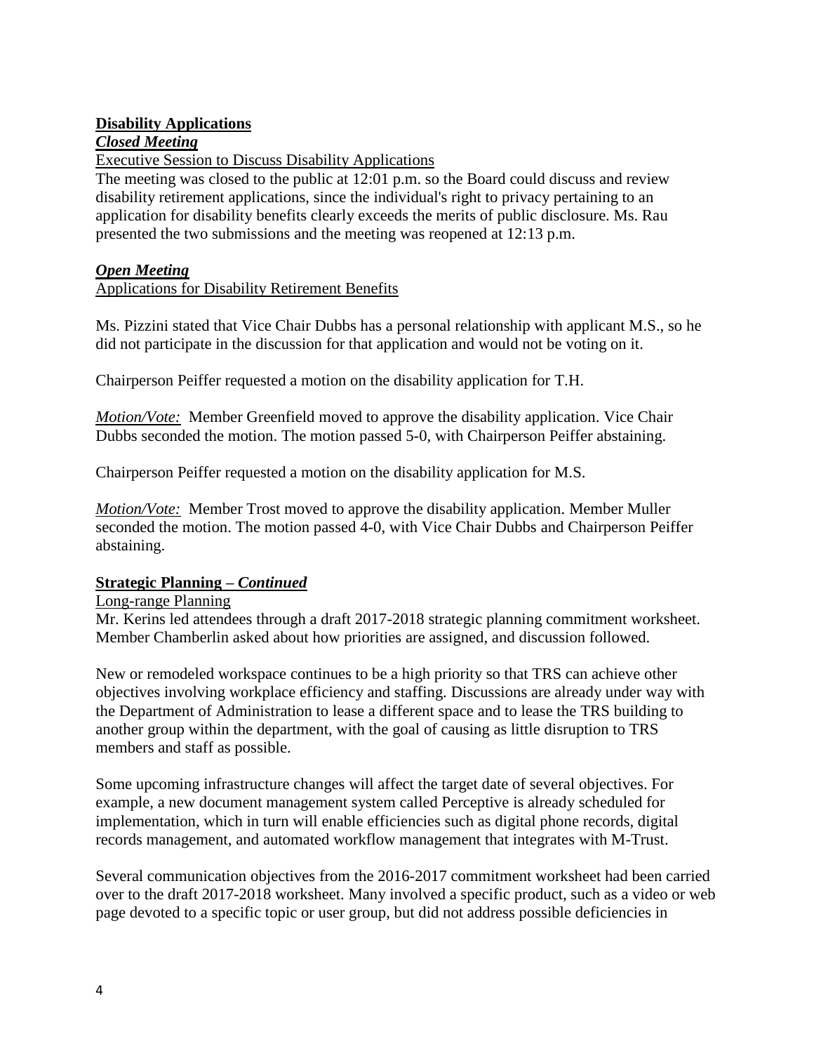## Disability Applications

***Closed Meeting***

Executive Session to Discuss Disability Applications

The meeting was closed to the public at 12:01 p.m. so the Board could discuss and review disability retirement applications, since the individual's right to privacy pertaining to an application for disability benefits clearly exceeds the merits of public disclosure. Ms. Rau presented the two submissions and the meeting was reopened at 12:13 p.m.

***Open Meeting***

Applications for Disability Retirement Benefits

Ms. Pizzini stated that Vice Chair Dubbs has a personal relationship with applicant M.S., so he did not participate in the discussion for that application and would not be voting on it.

Chairperson Peiffer requested a motion on the disability application for T.H.

*Motion/Vote:* Member Greenfield moved to approve the disability application. Vice Chair Dubbs seconded the motion. The motion passed 5-0, with Chairperson Peiffer abstaining.

Chairperson Peiffer requested a motion on the disability application for M.S.

*Motion/Vote:* Member Trost moved to approve the disability application. Member Muller seconded the motion. The motion passed 4-0, with Vice Chair Dubbs and Chairperson Peiffer abstaining.

## Strategic Planning – *Continued*

Long-range Planning

Mr. Kerins led attendees through a draft 2017-2018 strategic planning commitment worksheet. Member Chamberlin asked about how priorities are assigned, and discussion followed.

New or remodeled workspace continues to be a high priority so that TRS can achieve other objectives involving workplace efficiency and staffing. Discussions are already under way with the Department of Administration to lease a different space and to lease the TRS building to another group within the department, with the goal of causing as little disruption to TRS members and staff as possible.

Some upcoming infrastructure changes will affect the target date of several objectives. For example, a new document management system called Perceptive is already scheduled for implementation, which in turn will enable efficiencies such as digital phone records, digital records management, and automated workflow management that integrates with M-Trust.

Several communication objectives from the 2016-2017 commitment worksheet had been carried over to the draft 2017-2018 worksheet. Many involved a specific product, such as a video or web page devoted to a specific topic or user group, but did not address possible deficiencies in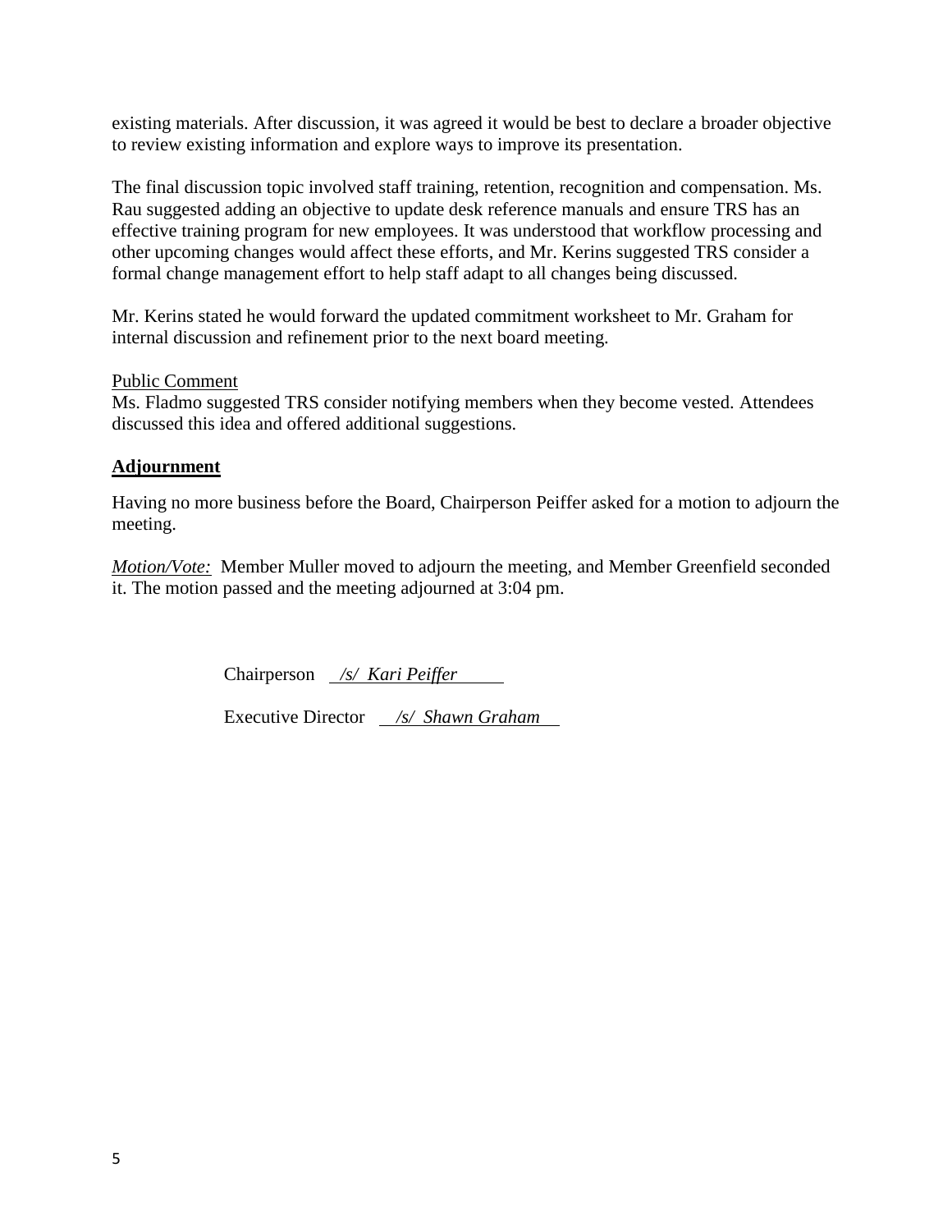existing materials. After discussion, it was agreed it would be best to declare a broader objective to review existing information and explore ways to improve its presentation.

The final discussion topic involved staff training, retention, recognition and compensation. Ms. Rau suggested adding an objective to update desk reference manuals and ensure TRS has an effective training program for new employees. It was understood that workflow processing and other upcoming changes would affect these efforts, and Mr. Kerins suggested TRS consider a formal change management effort to help staff adapt to all changes being discussed.

Mr. Kerins stated he would forward the updated commitment worksheet to Mr. Graham for internal discussion and refinement prior to the next board meeting.

Public Comment

Ms. Fladmo suggested TRS consider notifying members when they become vested. Attendees discussed this idea and offered additional suggestions.

## Adjournment

Having no more business before the Board, Chairperson Peiffer asked for a motion to adjourn the meeting.

*Motion/Vote:* Member Muller moved to adjourn the meeting, and Member Greenfield seconded it. The motion passed and the meeting adjourned at 3:04 pm.

Chairperson *<u>/s/ Kari Peiffer</u>*

Executive Director *<u>/s/ Shawn Graham</u>*